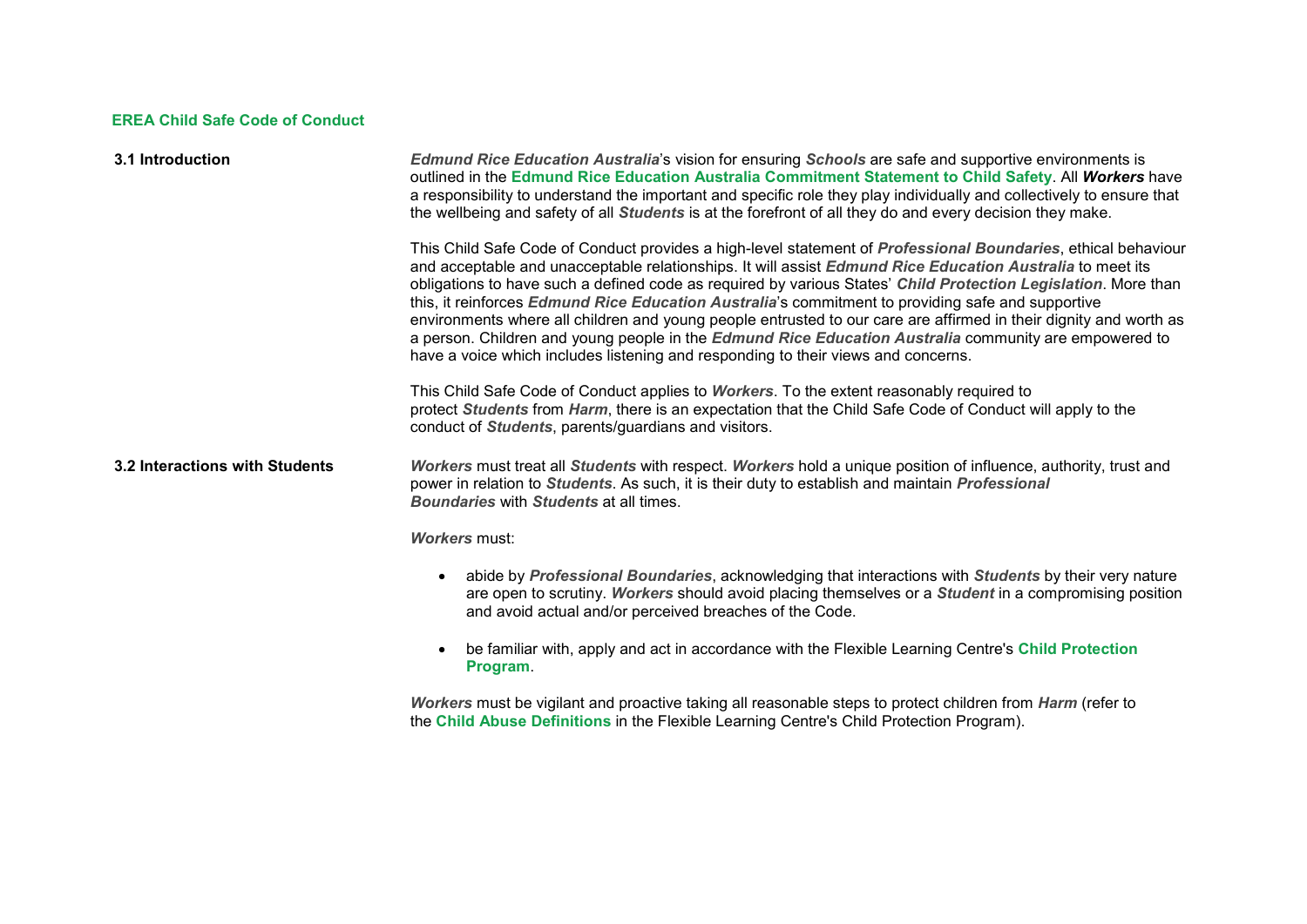## EREA Child Safe Code of Conduct

### 3.1 Introduction

***Edmund Rice Education Australia***'s vision for ensuring ***Schools*** are safe and supportive environments is outlined in the **Edmund Rice Education Australia Commitment Statement to Child Safety**. All ***Workers*** have a responsibility to understand the important and specific role they play individually and collectively to ensure that the wellbeing and safety of all ***Students*** is at the forefront of all they do and every decision they make.

This Child Safe Code of Conduct provides a high-level statement of ***Professional Boundaries***, ethical behaviour and acceptable and unacceptable relationships. It will assist ***Edmund Rice Education Australia*** to meet its obligations to have such a defined code as required by various States' ***Child Protection Legislation***. More than this, it reinforces ***Edmund Rice Education Australia***'s commitment to providing safe and supportive environments where all children and young people entrusted to our care are affirmed in their dignity and worth as a person. Children and young people in the ***Edmund Rice Education Australia*** community are empowered to have a voice which includes listening and responding to their views and concerns.

This Child Safe Code of Conduct applies to ***Workers***. To the extent reasonably required to protect ***Students*** from ***Harm***, there is an expectation that the Child Safe Code of Conduct will apply to the conduct of ***Students***, parents/guardians and visitors.

### 3.2 Interactions with Students

***Workers*** must treat all ***Students*** with respect. ***Workers*** hold a unique position of influence, authority, trust and power in relation to ***Students***. As such, it is their duty to establish and maintain ***Professional Boundaries*** with ***Students*** at all times.

***Workers*** must:

- abide by ***Professional Boundaries***, acknowledging that interactions with ***Students*** by their very nature are open to scrutiny. ***Workers*** should avoid placing themselves or a ***Student*** in a compromising position and avoid actual and/or perceived breaches of the Code.
- be familiar with, apply and act in accordance with the Flexible Learning Centre's **Child Protection Program**.

***Workers*** must be vigilant and proactive taking all reasonable steps to protect children from ***Harm*** (refer to the **Child Abuse Definitions** in the Flexible Learning Centre's Child Protection Program).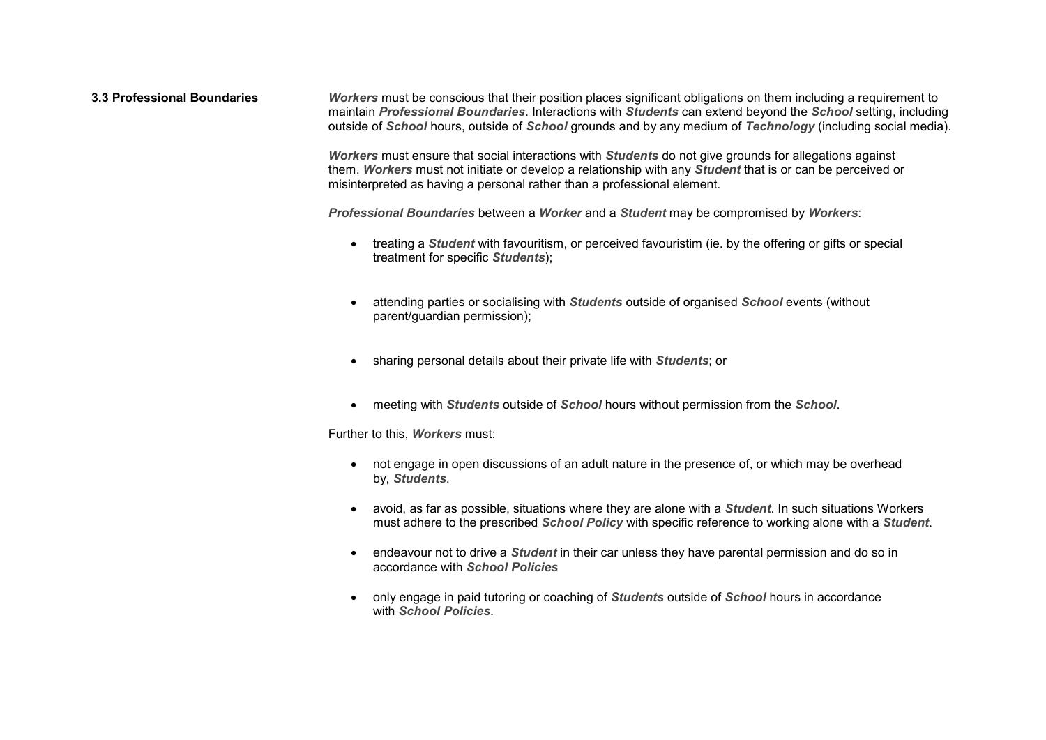### 3.3 Professional Boundaries

***Workers*** must be conscious that their position places significant obligations on them including a requirement to maintain ***Professional Boundaries***. Interactions with ***Students*** can extend beyond the ***School*** setting, including outside of ***School*** hours, outside of ***School*** grounds and by any medium of ***Technology*** (including social media).

***Workers*** must ensure that social interactions with ***Students*** do not give grounds for allegations against them. ***Workers*** must not initiate or develop a relationship with any ***Student*** that is or can be perceived or misinterpreted as having a personal rather than a professional element.

***Professional Boundaries*** between a ***Worker*** and a ***Student*** may be compromised by ***Workers***:

- treating a ***Student*** with favouritism, or perceived favouristim (ie. by the offering or gifts or special treatment for specific ***Students***);
- attending parties or socialising with ***Students*** outside of organised ***School*** events (without parent/guardian permission);
- sharing personal details about their private life with ***Students***; or
- meeting with ***Students*** outside of ***School*** hours without permission from the ***School***.

Further to this, ***Workers*** must:

- not engage in open discussions of an adult nature in the presence of, or which may be overhead by, ***Students***.
- avoid, as far as possible, situations where they are alone with a ***Student***. In such situations Workers must adhere to the prescribed ***School Policy*** with specific reference to working alone with a ***Student***.
- endeavour not to drive a ***Student*** in their car unless they have parental permission and do so in accordance with ***School Policies***
- only engage in paid tutoring or coaching of ***Students*** outside of ***School*** hours in accordance with ***School Policies***.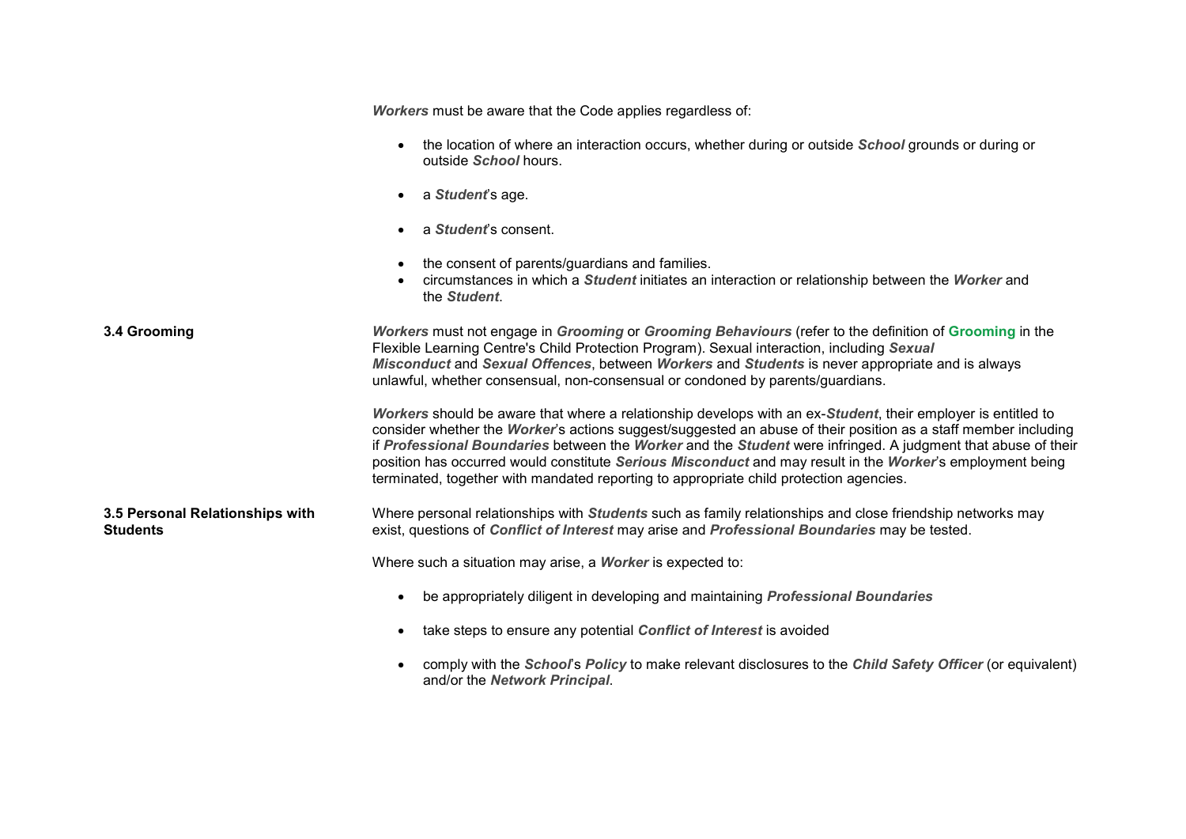***Workers*** must be aware that the Code applies regardless of:

- the location of where an interaction occurs, whether during or outside ***School*** grounds or during or outside ***School*** hours.
- a ***Student***'s age.
- a ***Student***'s consent.
- the consent of parents/guardians and families.
- circumstances in which a ***Student*** initiates an interaction or relationship between the ***Worker*** and the ***Student***.

### 3.4 Grooming

***Workers*** must not engage in ***Grooming*** or ***Grooming Behaviours*** (refer to the definition of **Grooming** in the Flexible Learning Centre's Child Protection Program). Sexual interaction, including ***Sexual Misconduct*** and ***Sexual Offences***, between ***Workers*** and ***Students*** is never appropriate and is always unlawful, whether consensual, non-consensual or condoned by parents/guardians.

***Workers*** should be aware that where a relationship develops with an ex-***Student***, their employer is entitled to consider whether the ***Worker***'s actions suggest/suggested an abuse of their position as a staff member including if ***Professional Boundaries*** between the ***Worker*** and the ***Student*** were infringed. A judgment that abuse of their position has occurred would constitute ***Serious Misconduct*** and may result in the ***Worker***'s employment being terminated, together with mandated reporting to appropriate child protection agencies.

### 3.5 Personal Relationships with Students

Where personal relationships with ***Students*** such as family relationships and close friendship networks may exist, questions of ***Conflict of Interest*** may arise and ***Professional Boundaries*** may be tested.

Where such a situation may arise, a ***Worker*** is expected to:

- be appropriately diligent in developing and maintaining ***Professional Boundaries***
- take steps to ensure any potential ***Conflict of Interest*** is avoided
- comply with the ***School***'s ***Policy*** to make relevant disclosures to the ***Child Safety Officer*** (or equivalent) and/or the ***Network Principal***.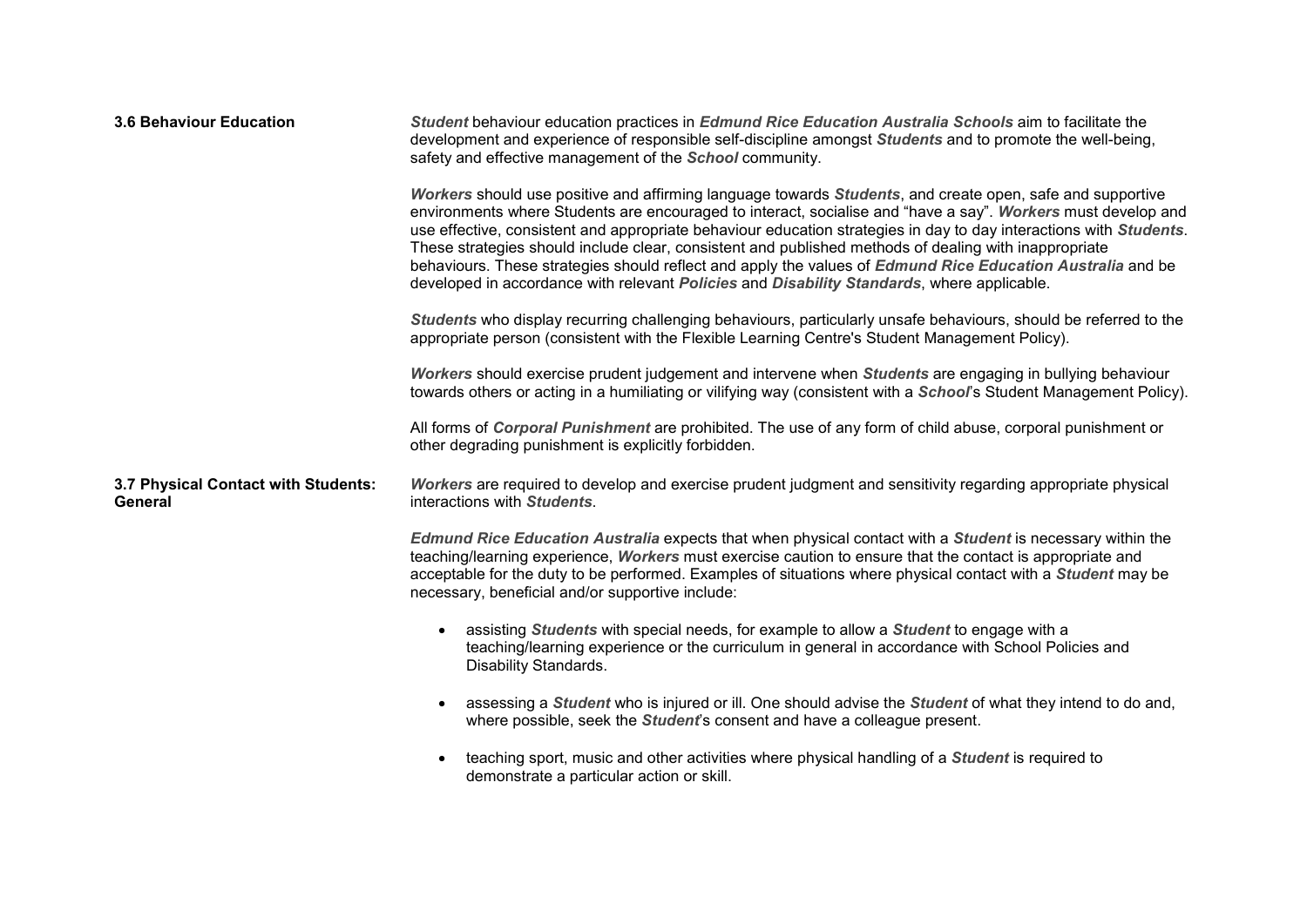### 3.6 Behaviour Education

***Student*** behaviour education practices in ***Edmund Rice Education Australia Schools*** aim to facilitate the development and experience of responsible self-discipline amongst ***Students*** and to promote the well-being, safety and effective management of the ***School*** community.

***Workers*** should use positive and affirming language towards ***Students***, and create open, safe and supportive environments where Students are encouraged to interact, socialise and "have a say". ***Workers*** must develop and use effective, consistent and appropriate behaviour education strategies in day to day interactions with ***Students***. These strategies should include clear, consistent and published methods of dealing with inappropriate behaviours. These strategies should reflect and apply the values of ***Edmund Rice Education Australia*** and be developed in accordance with relevant ***Policies*** and ***Disability Standards***, where applicable.

***Students*** who display recurring challenging behaviours, particularly unsafe behaviours, should be referred to the appropriate person (consistent with the Flexible Learning Centre's Student Management Policy).

***Workers*** should exercise prudent judgement and intervene when ***Students*** are engaging in bullying behaviour towards others or acting in a humiliating or vilifying way (consistent with a ***School***'s Student Management Policy).

All forms of ***Corporal Punishment*** are prohibited. The use of any form of child abuse, corporal punishment or other degrading punishment is explicitly forbidden.

### 3.7 Physical Contact with Students: General

***Workers*** are required to develop and exercise prudent judgment and sensitivity regarding appropriate physical interactions with ***Students***.

***Edmund Rice Education Australia*** expects that when physical contact with a ***Student*** is necessary within the teaching/learning experience, ***Workers*** must exercise caution to ensure that the contact is appropriate and acceptable for the duty to be performed. Examples of situations where physical contact with a ***Student*** may be necessary, beneficial and/or supportive include:

- assisting ***Students*** with special needs, for example to allow a ***Student*** to engage with a teaching/learning experience or the curriculum in general in accordance with School Policies and Disability Standards.

- assessing a ***Student*** who is injured or ill. One should advise the ***Student*** of what they intend to do and, where possible, seek the ***Student***'s consent and have a colleague present.

- teaching sport, music and other activities where physical handling of a ***Student*** is required to demonstrate a particular action or skill.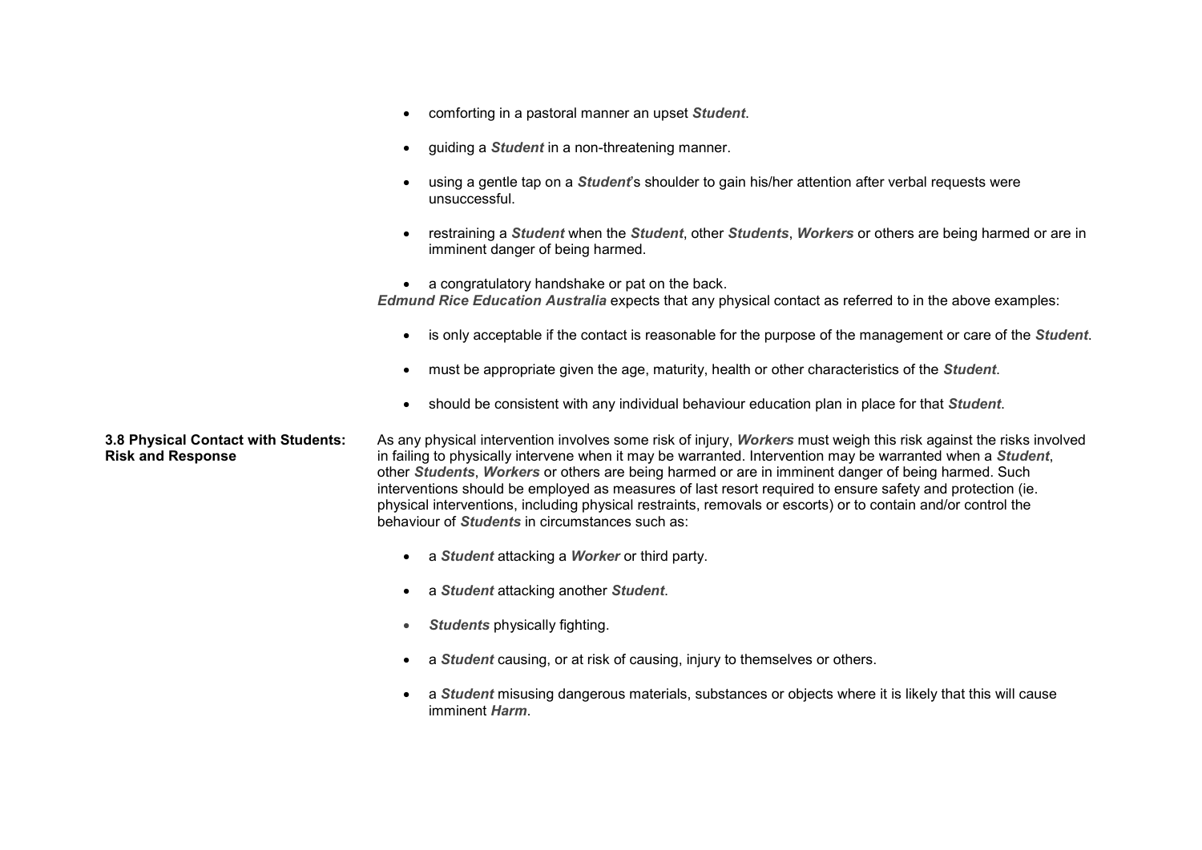- comforting in a pastoral manner an upset ***Student***.

- guiding a ***Student*** in a non-threatening manner.

- using a gentle tap on a ***Student***'s shoulder to gain his/her attention after verbal requests were unsuccessful.

- restraining a ***Student*** when the ***Student***, other ***Students***, ***Workers*** or others are being harmed or are in imminent danger of being harmed.

- a congratulatory handshake or pat on the back.

***Edmund Rice Education Australia*** expects that any physical contact as referred to in the above examples:

- is only acceptable if the contact is reasonable for the purpose of the management or care of the ***Student***.

- must be appropriate given the age, maturity, health or other characteristics of the ***Student***.

- should be consistent with any individual behaviour education plan in place for that ***Student***.

**3.8 Physical Contact with Students: Risk and Response**

As any physical intervention involves some risk of injury, ***Workers*** must weigh this risk against the risks involved in failing to physically intervene when it may be warranted. Intervention may be warranted when a ***Student***, other ***Students***, ***Workers*** or others are being harmed or are in imminent danger of being harmed. Such interventions should be employed as measures of last resort required to ensure safety and protection (ie. physical interventions, including physical restraints, removals or escorts) or to contain and/or control the behaviour of ***Students*** in circumstances such as:

- a ***Student*** attacking a ***Worker*** or third party.

- a ***Student*** attacking another ***Student***.

- ***Students*** physically fighting.

- a ***Student*** causing, or at risk of causing, injury to themselves or others.

- a ***Student*** misusing dangerous materials, substances or objects where it is likely that this will cause imminent ***Harm***.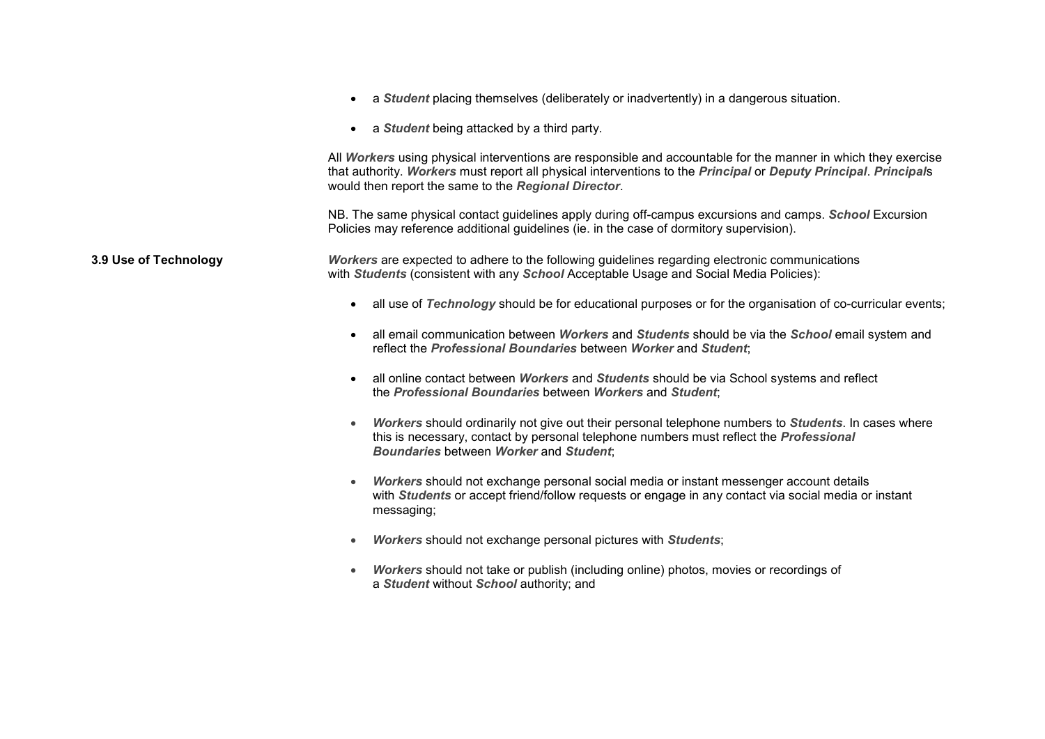- a ***Student*** placing themselves (deliberately or inadvertently) in a dangerous situation.
- a ***Student*** being attacked by a third party.

All ***Workers*** using physical interventions are responsible and accountable for the manner in which they exercise that authority. ***Workers*** must report all physical interventions to the ***Principal*** or ***Deputy Principal***. ***Principal***s would then report the same to the ***Regional Director***.

NB. The same physical contact guidelines apply during off-campus excursions and camps. ***School*** Excursion Policies may reference additional guidelines (ie. in the case of dormitory supervision).

**3.9 Use of Technology**

***Workers*** are expected to adhere to the following guidelines regarding electronic communications with ***Students*** (consistent with any ***School*** Acceptable Usage and Social Media Policies):

- all use of ***Technology*** should be for educational purposes or for the organisation of co-curricular events;
- all email communication between ***Workers*** and ***Students*** should be via the ***School*** email system and reflect the ***Professional Boundaries*** between ***Worker*** and ***Student***;
- all online contact between ***Workers*** and ***Students*** should be via School systems and reflect the ***Professional Boundaries*** between ***Workers*** and ***Student***;
- ***Workers*** should ordinarily not give out their personal telephone numbers to ***Students***. In cases where this is necessary, contact by personal telephone numbers must reflect the ***Professional Boundaries*** between ***Worker*** and ***Student***;
- ***Workers*** should not exchange personal social media or instant messenger account details with ***Students*** or accept friend/follow requests or engage in any contact via social media or instant messaging;
- ***Workers*** should not exchange personal pictures with ***Students***;
- ***Workers*** should not take or publish (including online) photos, movies or recordings of a ***Student*** without ***School*** authority; and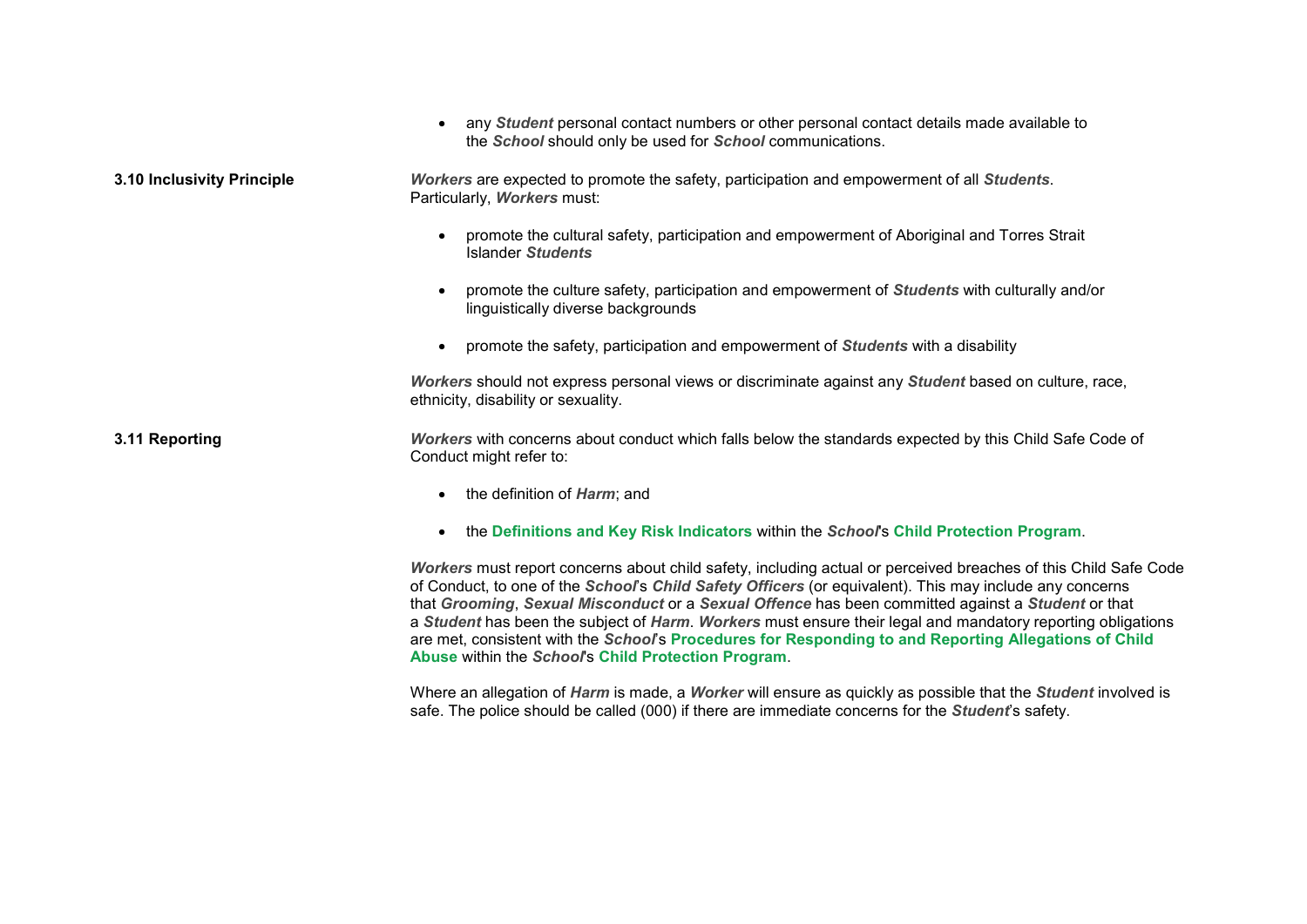- any ***Student*** personal contact numbers or other personal contact details made available to the ***School*** should only be used for ***School*** communications.

**3.10 Inclusivity Principle**

***Workers*** are expected to promote the safety, participation and empowerment of all ***Students***. Particularly, ***Workers*** must:

- promote the cultural safety, participation and empowerment of Aboriginal and Torres Strait Islander ***Students***
- promote the culture safety, participation and empowerment of ***Students*** with culturally and/or linguistically diverse backgrounds
- promote the safety, participation and empowerment of ***Students*** with a disability

***Workers*** should not express personal views or discriminate against any ***Student*** based on culture, race, ethnicity, disability or sexuality.

**3.11 Reporting**

***Workers*** with concerns about conduct which falls below the standards expected by this Child Safe Code of Conduct might refer to:

- the definition of ***Harm***; and
- the **Definitions and Key Risk Indicators** within the ***School***'s **Child Protection Program**.

***Workers*** must report concerns about child safety, including actual or perceived breaches of this Child Safe Code of Conduct, to one of the ***School***'s ***Child Safety Officers*** (or equivalent). This may include any concerns that ***Grooming***, ***Sexual Misconduct*** or a ***Sexual Offence*** has been committed against a ***Student*** or that a ***Student*** has been the subject of ***Harm***. ***Workers*** must ensure their legal and mandatory reporting obligations are met, consistent with the ***School***'s **Procedures for Responding to and Reporting Allegations of Child Abuse** within the ***School***'s **Child Protection Program**.

Where an allegation of ***Harm*** is made, a ***Worker*** will ensure as quickly as possible that the ***Student*** involved is safe. The police should be called (000) if there are immediate concerns for the ***Student***'s safety.